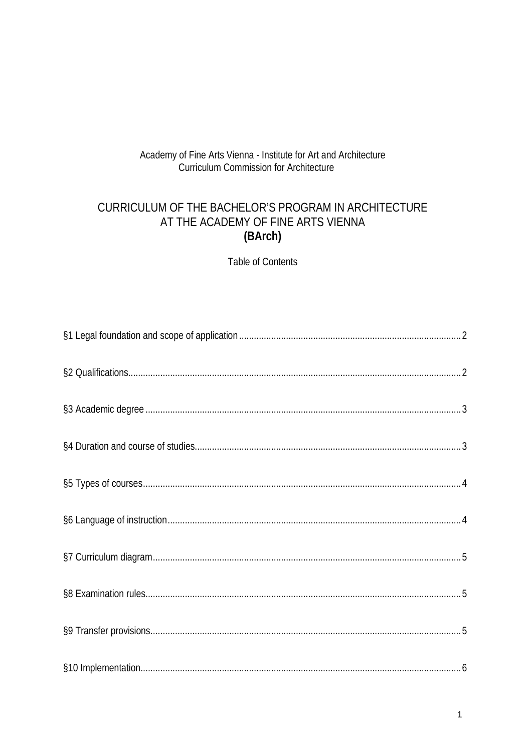Academy of Fine Arts Vienna - Institute for Art and Architecture
Curriculum Commission for Architecture

# CURRICULUM OF THE BACHELOR'S PROGRAM IN ARCHITECTURE AT THE ACADEMY OF FINE ARTS VIENNA **(BArch)**

Table of Contents

§1 Legal foundation and scope of application ........ 2

§2 Qualifications ........ 2

§3 Academic degree ........ 3

§4 Duration and course of studies ........ 3

§5 Types of courses ........ 4

§6 Language of instruction ........ 4

§7 Curriculum diagram ........ 5

§8 Examination rules ........ 5

§9 Transfer provisions ........ 5

§10 Implementation ........ 6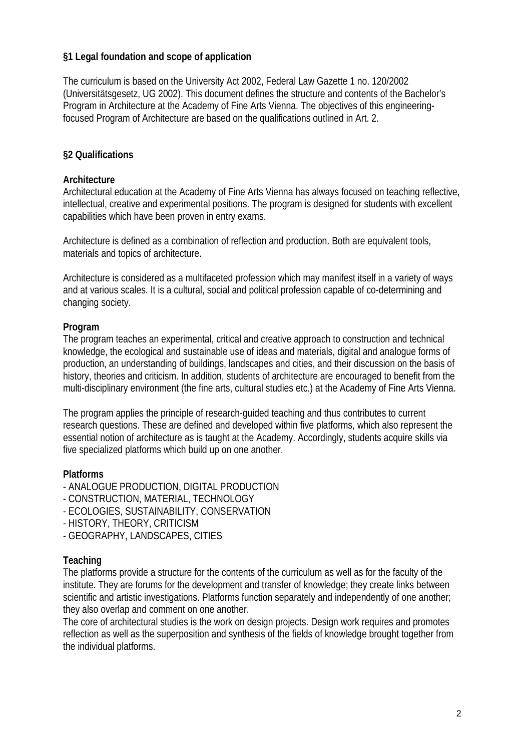## §1 Legal foundation and scope of application

The curriculum is based on the University Act 2002, Federal Law Gazette 1 no. 120/2002 (Universitätsgesetz, UG 2002). This document defines the structure and contents of the Bachelor's Program in Architecture at the Academy of Fine Arts Vienna. The objectives of this engineering-focused Program of Architecture are based on the qualifications outlined in Art. 2.

## §2 Qualifications

### Architecture

Architectural education at the Academy of Fine Arts Vienna has always focused on teaching reflective, intellectual, creative and experimental positions. The program is designed for students with excellent capabilities which have been proven in entry exams.

Architecture is defined as a combination of reflection and production. Both are equivalent tools, materials and topics of architecture.

Architecture is considered as a multifaceted profession which may manifest itself in a variety of ways and at various scales. It is a cultural, social and political profession capable of co-determining and changing society.

### Program

The program teaches an experimental, critical and creative approach to construction and technical knowledge, the ecological and sustainable use of ideas and materials, digital and analogue forms of production, an understanding of buildings, landscapes and cities, and their discussion on the basis of history, theories and criticism. In addition, students of architecture are encouraged to benefit from the multi-disciplinary environment (the fine arts, cultural studies etc.) at the Academy of Fine Arts Vienna.

The program applies the principle of research-guided teaching and thus contributes to current research questions. These are defined and developed within five platforms, which also represent the essential notion of architecture as is taught at the Academy. Accordingly, students acquire skills via five specialized platforms which build up on one another.

### Platforms

- ANALOGUE PRODUCTION, DIGITAL PRODUCTION
- CONSTRUCTION, MATERIAL, TECHNOLOGY
- ECOLOGIES, SUSTAINABILITY, CONSERVATION
- HISTORY, THEORY, CRITICISM
- GEOGRAPHY, LANDSCAPES, CITIES

### Teaching

The platforms provide a structure for the contents of the curriculum as well as for the faculty of the institute. They are forums for the development and transfer of knowledge; they create links between scientific and artistic investigations. Platforms function separately and independently of one another; they also overlap and comment on one another.

The core of architectural studies is the work on design projects. Design work requires and promotes reflection as well as the superposition and synthesis of the fields of knowledge brought together from the individual platforms.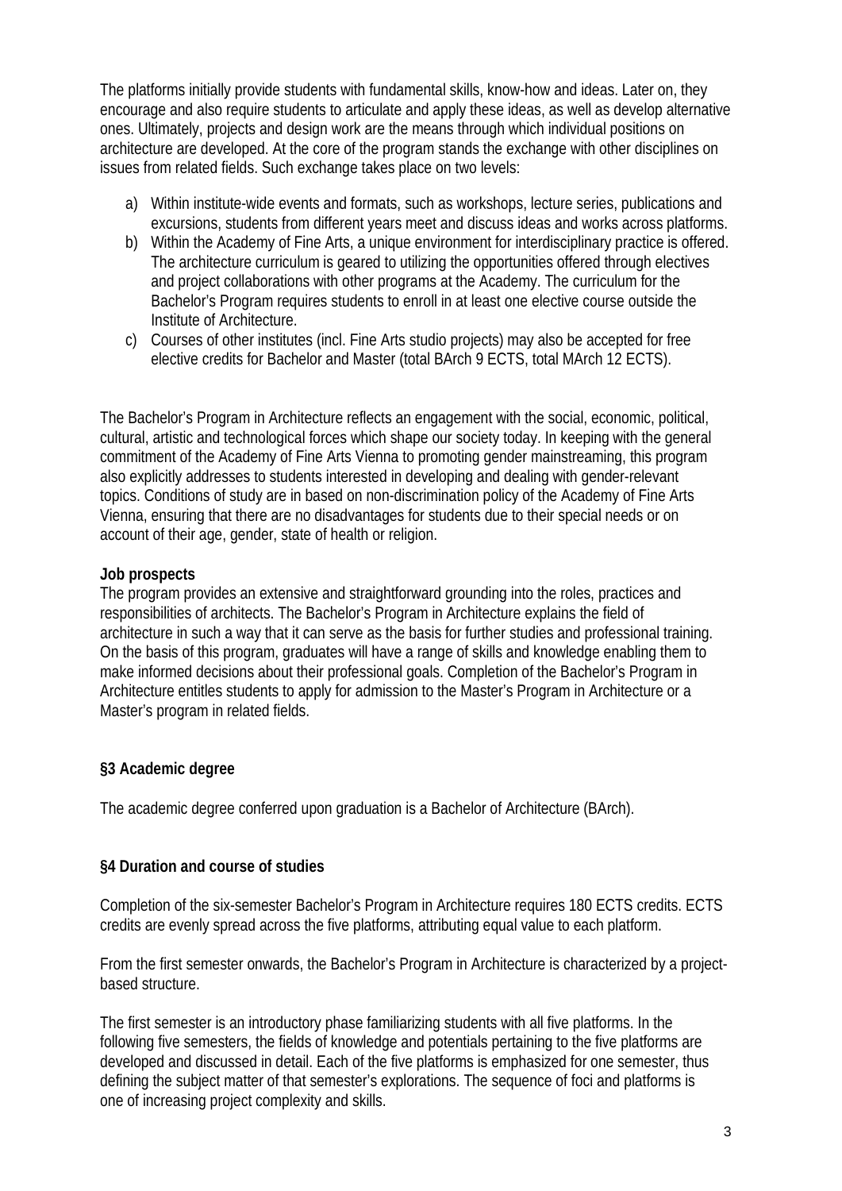The platforms initially provide students with fundamental skills, know-how and ideas. Later on, they encourage and also require students to articulate and apply these ideas, as well as develop alternative ones. Ultimately, projects and design work are the means through which individual positions on architecture are developed. At the core of the program stands the exchange with other disciplines on issues from related fields. Such exchange takes place on two levels:

a) Within institute-wide events and formats, such as workshops, lecture series, publications and excursions, students from different years meet and discuss ideas and works across platforms.
b) Within the Academy of Fine Arts, a unique environment for interdisciplinary practice is offered. The architecture curriculum is geared to utilizing the opportunities offered through electives and project collaborations with other programs at the Academy. The curriculum for the Bachelor's Program requires students to enroll in at least one elective course outside the Institute of Architecture.
c) Courses of other institutes (incl. Fine Arts studio projects) may also be accepted for free elective credits for Bachelor and Master (total BArch 9 ECTS, total MArch 12 ECTS).

The Bachelor's Program in Architecture reflects an engagement with the social, economic, political, cultural, artistic and technological forces which shape our society today. In keeping with the general commitment of the Academy of Fine Arts Vienna to promoting gender mainstreaming, this program also explicitly addresses to students interested in developing and dealing with gender-relevant topics. Conditions of study are in based on non-discrimination policy of the Academy of Fine Arts Vienna, ensuring that there are no disadvantages for students due to their special needs or on account of their age, gender, state of health or religion.

**Job prospects**

The program provides an extensive and straightforward grounding into the roles, practices and responsibilities of architects. The Bachelor's Program in Architecture explains the field of architecture in such a way that it can serve as the basis for further studies and professional training. On the basis of this program, graduates will have a range of skills and knowledge enabling them to make informed decisions about their professional goals. Completion of the Bachelor's Program in Architecture entitles students to apply for admission to the Master's Program in Architecture or a Master's program in related fields.

## §3 Academic degree

The academic degree conferred upon graduation is a Bachelor of Architecture (BArch).

## §4 Duration and course of studies

Completion of the six-semester Bachelor's Program in Architecture requires 180 ECTS credits. ECTS credits are evenly spread across the five platforms, attributing equal value to each platform.

From the first semester onwards, the Bachelor's Program in Architecture is characterized by a project-based structure.

The first semester is an introductory phase familiarizing students with all five platforms. In the following five semesters, the fields of knowledge and potentials pertaining to the five platforms are developed and discussed in detail. Each of the five platforms is emphasized for one semester, thus defining the subject matter of that semester's explorations. The sequence of foci and platforms is one of increasing project complexity and skills.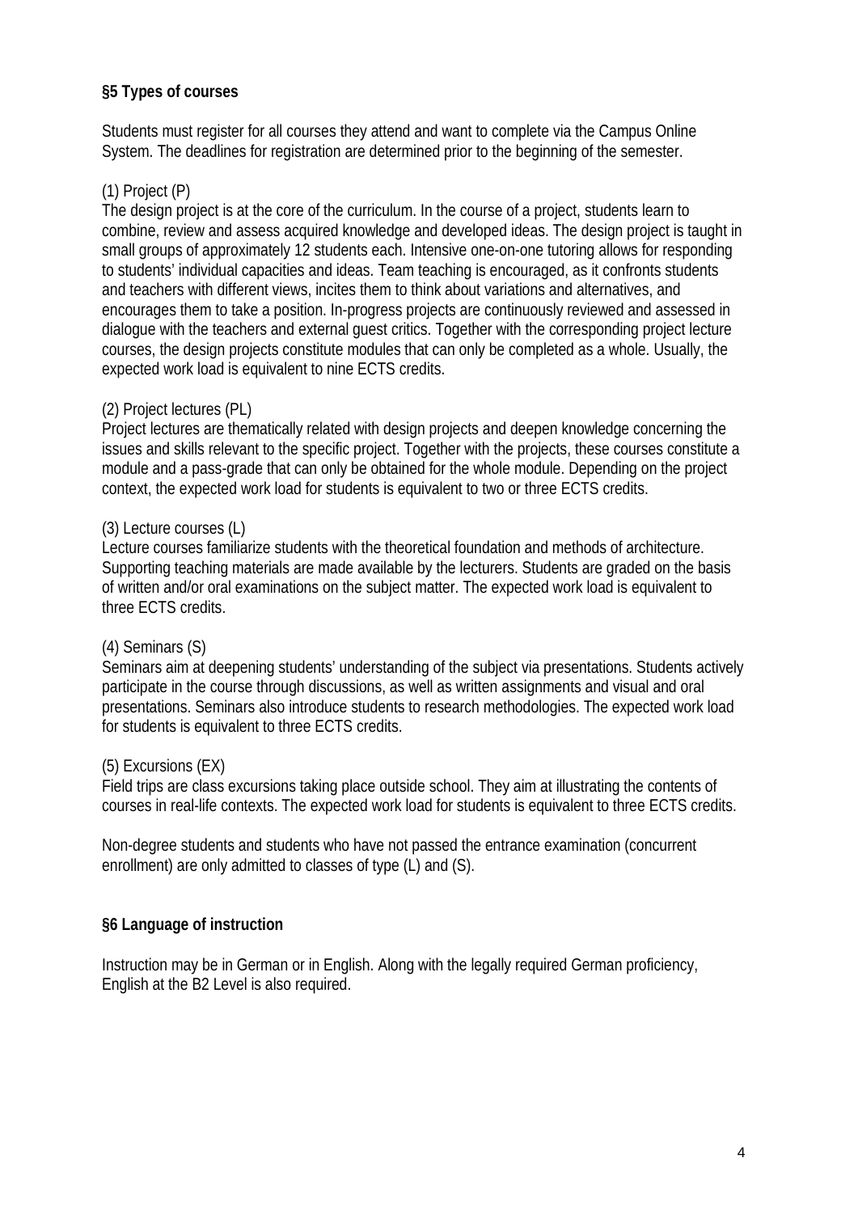## §5 Types of courses

Students must register for all courses they attend and want to complete via the Campus Online System. The deadlines for registration are determined prior to the beginning of the semester.

(1) Project (P)
The design project is at the core of the curriculum. In the course of a project, students learn to combine, review and assess acquired knowledge and developed ideas. The design project is taught in small groups of approximately 12 students each. Intensive one-on-one tutoring allows for responding to students' individual capacities and ideas. Team teaching is encouraged, as it confronts students and teachers with different views, incites them to think about variations and alternatives, and encourages them to take a position. In-progress projects are continuously reviewed and assessed in dialogue with the teachers and external guest critics. Together with the corresponding project lecture courses, the design projects constitute modules that can only be completed as a whole. Usually, the expected work load is equivalent to nine ECTS credits.

(2) Project lectures (PL)
Project lectures are thematically related with design projects and deepen knowledge concerning the issues and skills relevant to the specific project. Together with the projects, these courses constitute a module and a pass-grade that can only be obtained for the whole module. Depending on the project context, the expected work load for students is equivalent to two or three ECTS credits.

(3) Lecture courses (L)
Lecture courses familiarize students with the theoretical foundation and methods of architecture. Supporting teaching materials are made available by the lecturers. Students are graded on the basis of written and/or oral examinations on the subject matter. The expected work load is equivalent to three ECTS credits.

(4) Seminars (S)
Seminars aim at deepening students' understanding of the subject via presentations. Students actively participate in the course through discussions, as well as written assignments and visual and oral presentations. Seminars also introduce students to research methodologies. The expected work load for students is equivalent to three ECTS credits.

(5) Excursions (EX)
Field trips are class excursions taking place outside school. They aim at illustrating the contents of courses in real-life contexts. The expected work load for students is equivalent to three ECTS credits.

Non-degree students and students who have not passed the entrance examination (concurrent enrollment) are only admitted to classes of type (L) and (S).

## §6 Language of instruction

Instruction may be in German or in English. Along with the legally required German proficiency, English at the B2 Level is also required.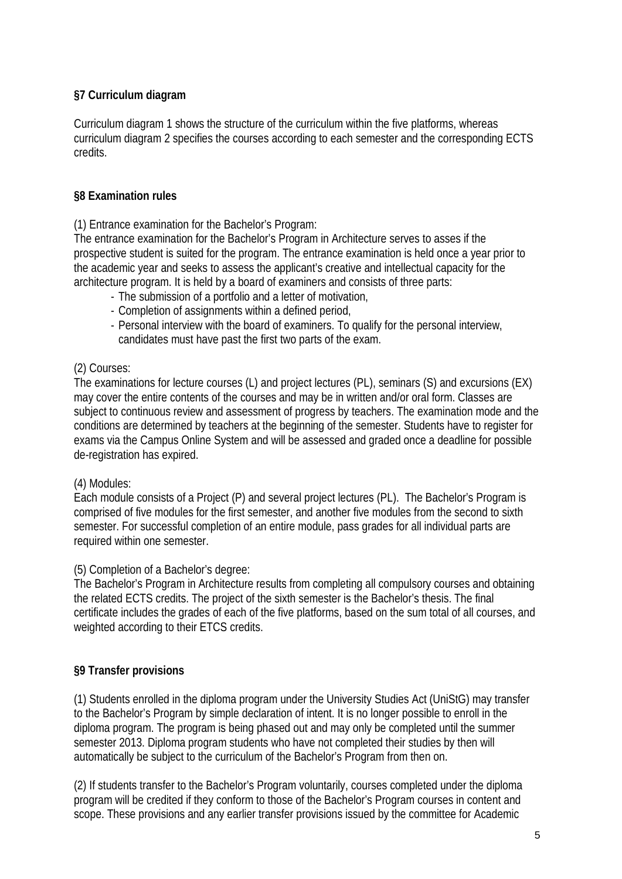### §7 Curriculum diagram

Curriculum diagram 1 shows the structure of the curriculum within the five platforms, whereas curriculum diagram 2 specifies the courses according to each semester and the corresponding ECTS credits.

### §8 Examination rules

(1) Entrance examination for the Bachelor's Program:
The entrance examination for the Bachelor's Program in Architecture serves to asses if the prospective student is suited for the program. The entrance examination is held once a year prior to the academic year and seeks to assess the applicant's creative and intellectual capacity for the architecture program. It is held by a board of examiners and consists of three parts:

- The submission of a portfolio and a letter of motivation,
- Completion of assignments within a defined period,
- Personal interview with the board of examiners. To qualify for the personal interview, candidates must have past the first two parts of the exam.

(2) Courses:
The examinations for lecture courses (L) and project lectures (PL), seminars (S) and excursions (EX) may cover the entire contents of the courses and may be in written and/or oral form. Classes are subject to continuous review and assessment of progress by teachers. The examination mode and the conditions are determined by teachers at the beginning of the semester. Students have to register for exams via the Campus Online System and will be assessed and graded once a deadline for possible de-registration has expired.

(4) Modules:
Each module consists of a Project (P) and several project lectures (PL). The Bachelor's Program is comprised of five modules for the first semester, and another five modules from the second to sixth semester. For successful completion of an entire module, pass grades for all individual parts are required within one semester.

(5) Completion of a Bachelor's degree:
The Bachelor's Program in Architecture results from completing all compulsory courses and obtaining the related ECTS credits. The project of the sixth semester is the Bachelor's thesis. The final certificate includes the grades of each of the five platforms, based on the sum total of all courses, and weighted according to their ETCS credits.

### §9 Transfer provisions

(1) Students enrolled in the diploma program under the University Studies Act (UniStG) may transfer to the Bachelor's Program by simple declaration of intent. It is no longer possible to enroll in the diploma program. The program is being phased out and may only be completed until the summer semester 2013. Diploma program students who have not completed their studies by then will automatically be subject to the curriculum of the Bachelor's Program from then on.

(2) If students transfer to the Bachelor's Program voluntarily, courses completed under the diploma program will be credited if they conform to those of the Bachelor's Program courses in content and scope. These provisions and any earlier transfer provisions issued by the committee for Academic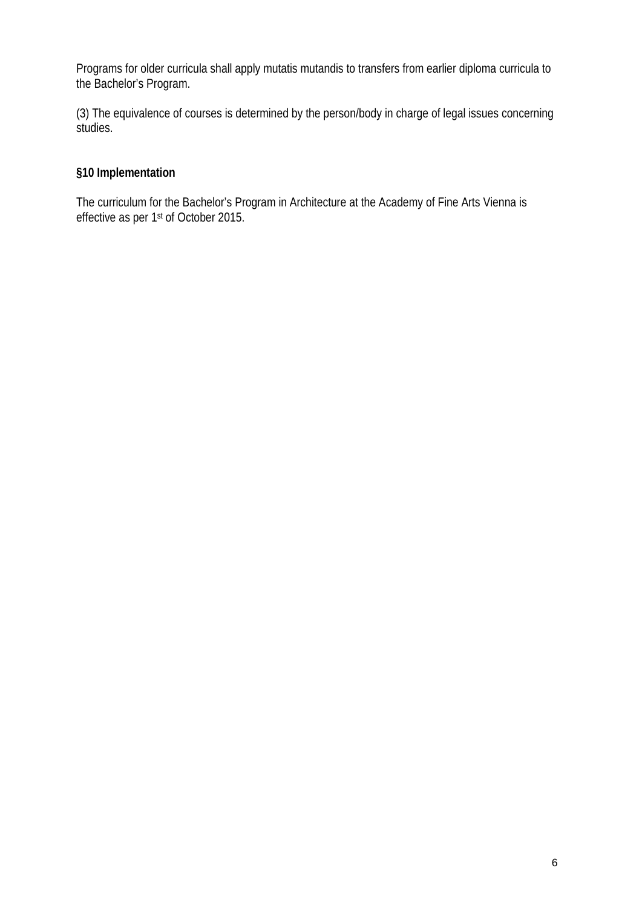Programs for older curricula shall apply mutatis mutandis to transfers from earlier diploma curricula to the Bachelor's Program.

(3) The equivalence of courses is determined by the person/body in charge of legal issues concerning studies.

## §10 Implementation

The curriculum for the Bachelor's Program in Architecture at the Academy of Fine Arts Vienna is effective as per 1st of October 2015.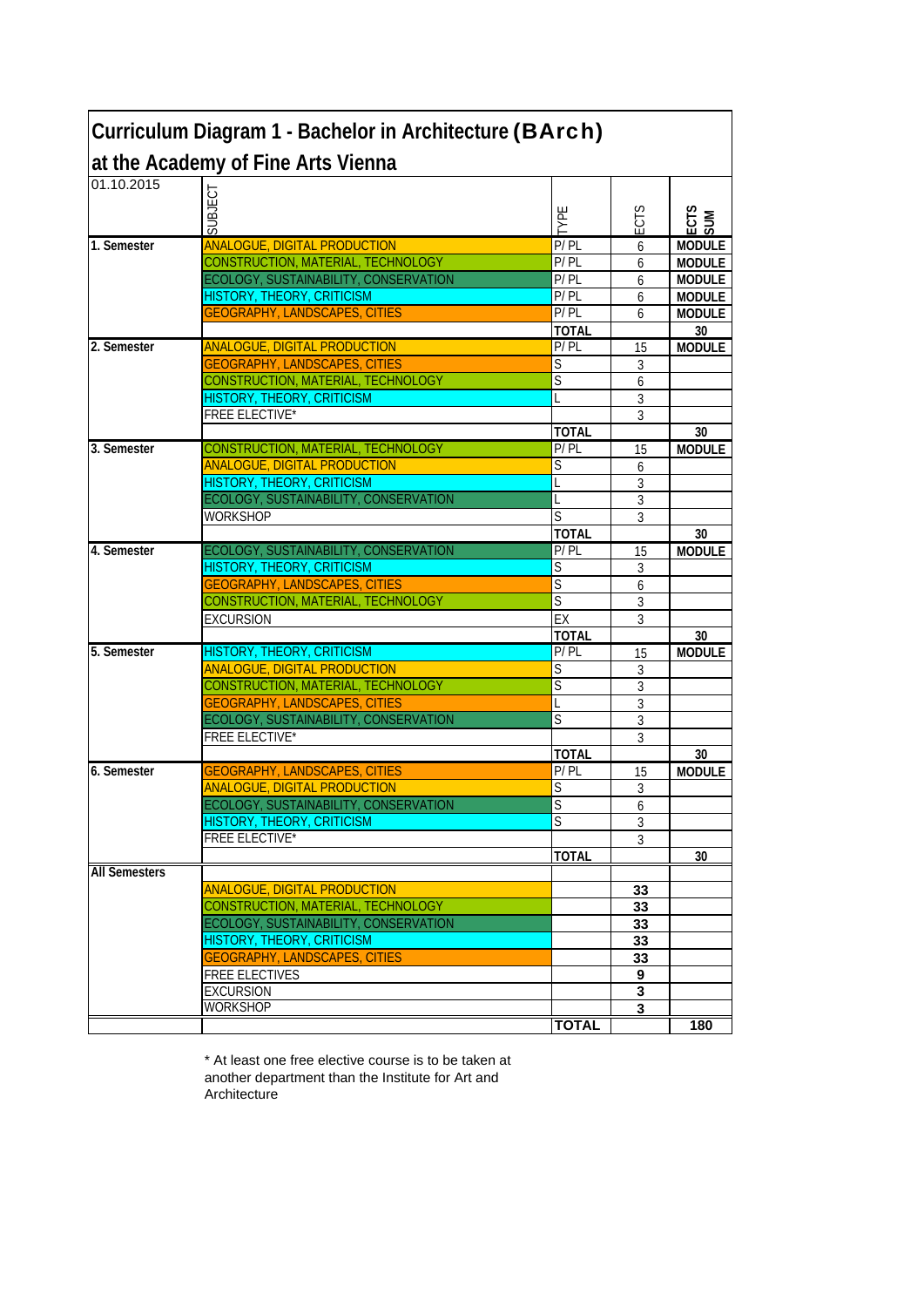# Curriculum Diagram 1 - Bachelor in Architecture (BArch) at the Academy of Fine Arts Vienna

| 01.10.2015 | SUBJECT | TYPE | ECTS | ECTS SUM |
|---|---|---|---|---|
| 1. Semester | ANALOGUE, DIGITAL PRODUCTION | P/ PL | 6 | MODULE |
| | CONSTRUCTION, MATERIAL, TECHNOLOGY | P/ PL | 6 | MODULE |
| | ECOLOGY, SUSTAINABILITY, CONSERVATION | P/ PL | 6 | MODULE |
| | HISTORY, THEORY, CRITICISM | P/ PL | 6 | MODULE |
| | GEOGRAPHY, LANDSCAPES, CITIES | P/ PL | 6 | MODULE |
| | | TOTAL | | 30 |
| 2. Semester | ANALOGUE, DIGITAL PRODUCTION | P/ PL | 15 | MODULE |
| | GEOGRAPHY, LANDSCAPES, CITIES | S | 3 | |
| | CONSTRUCTION, MATERIAL, TECHNOLOGY | S | 6 | |
| | HISTORY, THEORY, CRITICISM | L | 3 | |
| | FREE ELECTIVE* | | 3 | |
| | | TOTAL | | 30 |
| 3. Semester | CONSTRUCTION, MATERIAL, TECHNOLOGY | P/ PL | 15 | MODULE |
| | ANALOGUE, DIGITAL PRODUCTION | S | 6 | |
| | HISTORY, THEORY, CRITICISM | L | 3 | |
| | ECOLOGY, SUSTAINABILITY, CONSERVATION | L | 3 | |
| | WORKSHOP | S | 3 | |
| | | TOTAL | | 30 |
| 4. Semester | ECOLOGY, SUSTAINABILITY, CONSERVATION | P/ PL | 15 | MODULE |
| | HISTORY, THEORY, CRITICISM | S | 3 | |
| | GEOGRAPHY, LANDSCAPES, CITIES | S | 6 | |
| | CONSTRUCTION, MATERIAL, TECHNOLOGY | S | 3 | |
| | EXCURSION | EX | 3 | |
| | | TOTAL | | 30 |
| 5. Semester | HISTORY, THEORY, CRITICISM | P/ PL | 15 | MODULE |
| | ANALOGUE, DIGITAL PRODUCTION | S | 3 | |
| | CONSTRUCTION, MATERIAL, TECHNOLOGY | S | 3 | |
| | GEOGRAPHY, LANDSCAPES, CITIES | L | 3 | |
| | ECOLOGY, SUSTAINABILITY, CONSERVATION | S | 3 | |
| | FREE ELECTIVE* | | 3 | |
| | | TOTAL | | 30 |
| 6. Semester | GEOGRAPHY, LANDSCAPES, CITIES | P/ PL | 15 | MODULE |
| | ANALOGUE, DIGITAL PRODUCTION | S | 3 | |
| | ECOLOGY, SUSTAINABILITY, CONSERVATION | S | 6 | |
| | HISTORY, THEORY, CRITICISM | S | 3 | |
| | FREE ELECTIVE* | | 3 | |
| | | TOTAL | | 30 |
| All Semesters | | | | |
| | ANALOGUE, DIGITAL PRODUCTION | | 33 | |
| | CONSTRUCTION, MATERIAL, TECHNOLOGY | | 33 | |
| | ECOLOGY, SUSTAINABILITY, CONSERVATION | | 33 | |
| | HISTORY, THEORY, CRITICISM | | 33 | |
| | GEOGRAPHY, LANDSCAPES, CITIES | | 33 | |
| | FREE ELECTIVES | | 9 | |
| | EXCURSION | | 3 | |
| | WORKSHOP | | 3 | |
| | | TOTAL | | 180 |

* At least one free elective course is to be taken at another department than the Institute for Art and Architecture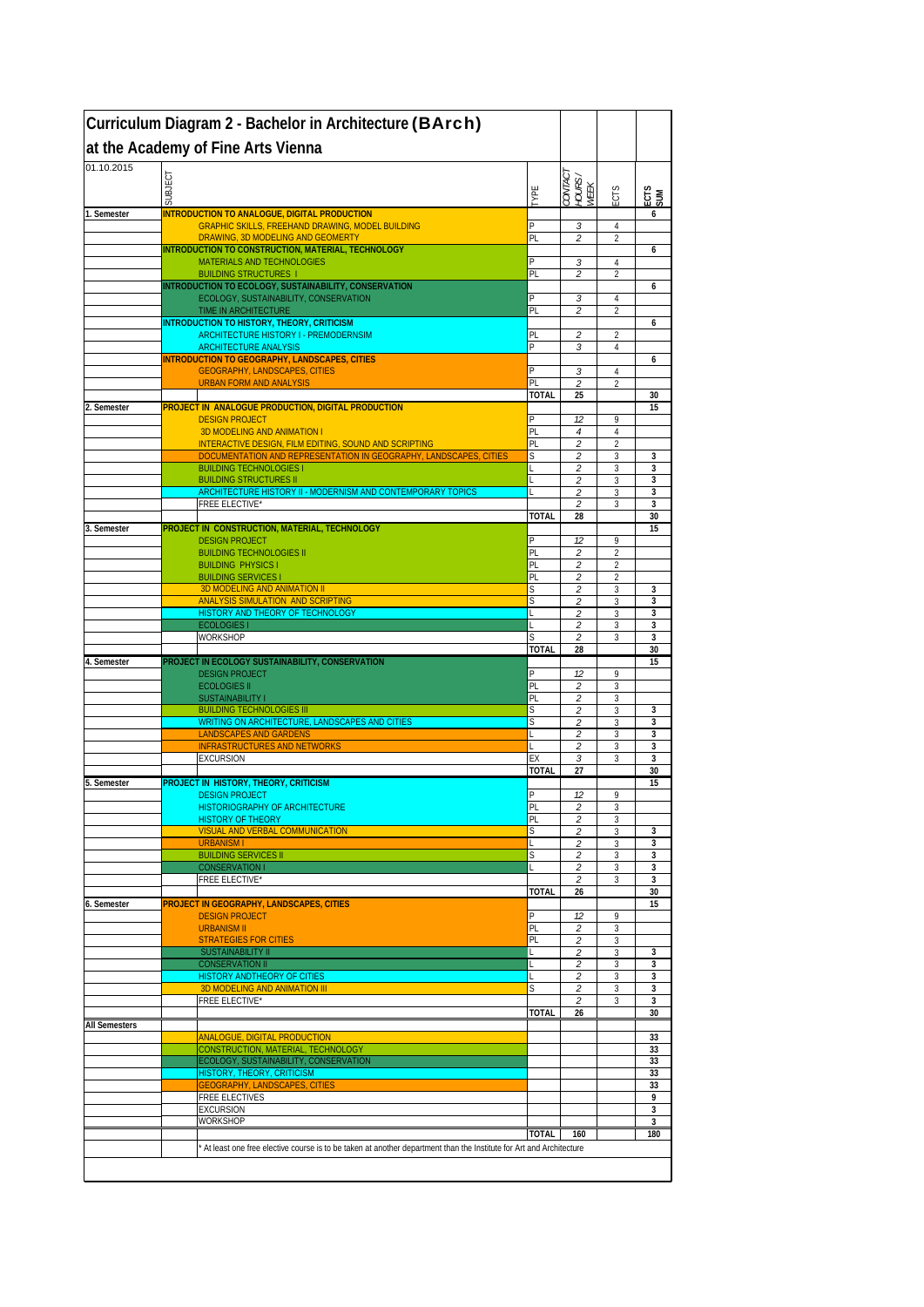# Curriculum Diagram 2 - Bachelor in Architecture (BArch)

## at the Academy of Fine Arts Vienna

| 01.10.2015 | SUBJECT | TYPE | CONTACT HOURS / WEEK | ECTS | ECTS SUM |
|---|---|---|---|---|---|
| 1. Semester | **INTRODUCTION TO ANALOGUE, DIGITAL PRODUCTION** | | | | 6 |
| | GRAPHIC SKILLS, FREEHAND DRAWING, MODEL BUILDING | P | 3 | 4 | |
| | DRAWING, 3D MODELING AND GEOMETRY | PL | 2 | 2 | |
| | **INTRODUCTION TO CONSTRUCTION, MATERIAL, TECHNOLOGY** | | | | 6 |
| | MATERIALS AND TECHNOLOGIES | P | 3 | 4 | |
| | BUILDING STRUCTURES I | PL | 2 | 2 | |
| | **INTRODUCTION TO ECOLOGY, SUSTAINABILITY, CONSERVATION** | | | | 6 |
| | ECOLOGY, SUSTAINABILITY, CONSERVATION | P | 3 | 4 | |
| | TIME IN ARCHITECTURE | PL | 2 | 2 | |
| | **INTRODUCTION TO HISTORY, THEORY, CRITICISM** | | | | 6 |
| | ARCHITECTURE HISTORY I - PREMODERNSIM | PL | 2 | 2 | |
| | ARCHITECTURE ANALYSIS | P | 3 | 4 | |
| | **INTRODUCTION TO GEOGRAPHY, LANDSCAPES, CITIES** | | | | 6 |
| | GEOGRAPHY, LANDSCAPES, CITIES | P | 3 | 4 | |
| | URBAN FORM AND ANALYSIS | PL | 2 | 2 | |
| | | **TOTAL** | **25** | | **30** |
| 2. Semester | **PROJECT IN ANALOGUE PRODUCTION, DIGITAL PRODUCTION** | | | | 15 |
| | DESIGN PROJECT | P | 12 | 9 | |
| | 3D MODELING AND ANIMATION I | PL | 4 | 4 | |
| | INTERACTIVE DESIGN, FILM EDITING, SOUND AND SCRIPTING | PL | 2 | 2 | |
| | DOCUMENTATION AND REPRESENTATION IN GEOGRAPHY, LANDSCAPES, CITIES | S | 2 | 3 | 3 |
| | BUILDING TECHNOLOGIES I | L | 2 | 3 | 3 |
| | BUILDING STRUCTURES II | L | 2 | 3 | 3 |
| | ARCHITECTURE HISTORY II - MODERNISM AND CONTEMPORARY TOPICS | L | 2 | 3 | 3 |
| | FREE ELECTIVE* | | 2 | 3 | 3 |
| | | **TOTAL** | **28** | | **30** |
| 3. Semester | **PROJECT IN CONSTRUCTION, MATERIAL, TECHNOLOGY** | | | | 15 |
| | DESIGN PROJECT | P | 12 | 9 | |
| | BUILDING TECHNOLOGIES II | PL | 2 | 2 | |
| | BUILDING PHYSICS I | PL | 2 | 2 | |
| | BUILDING SERVICES I | PL | 2 | 2 | |
| | 3D MODELING AND ANIMATION II | S | 2 | 3 | 3 |
| | ANALYSIS SIMULATION AND SCRIPTING | S | 2 | 3 | 3 |
| | HISTORY AND THEORY OF TECHNOLOGY | L | 2 | 3 | 3 |
| | ECOLOGIES I | L | 2 | 3 | 3 |
| | WORKSHOP | S | 2 | 3 | 3 |
| | | **TOTAL** | **28** | | **30** |
| 4. Semester | **PROJECT IN ECOLOGY SUSTAINABILITY, CONSERVATION** | | | | 15 |
| | DESIGN PROJECT | P | 12 | 9 | |
| | ECOLOGIES II | PL | 2 | 3 | |
| | SUSTAINABILITY I | PL | 2 | 3 | |
| | BUILDING TECHNOLOGIES III | S | 2 | 3 | 3 |
| | WRITING ON ARCHITECTURE, LANDSCAPES AND CITIES | S | 2 | 3 | 3 |
| | LANDSCAPES AND GARDENS | L | 2 | 3 | 3 |
| | INFRASTRUCTURES AND NETWORKS | L | 2 | 3 | 3 |
| | EXCURSION | EX | 3 | 3 | 3 |
| | | **TOTAL** | **27** | | **30** |
| 5. Semester | **PROJECT IN HISTORY, THEORY, CRITICISM** | | | | 15 |
| | DESIGN PROJECT | P | 12 | 9 | |
| | HISTORIOGRAPHY OF ARCHITECTURE | PL | 2 | 3 | |
| | HISTORY OF THEORY | PL | 2 | 3 | |
| | VISUAL AND VERBAL COMMUNICATION | S | 2 | 3 | 3 |
| | URBANISM I | L | 2 | 3 | 3 |
| | BUILDING SERVICES II | S | 2 | 3 | 3 |
| | CONSERVATION I | L | 2 | 3 | 3 |
| | FREE ELECTIVE* | | 2 | 3 | 3 |
| | | **TOTAL** | **26** | | **30** |
| 6. Semester | **PROJECT IN GEOGRAPHY, LANDSCAPES, CITIES** | | | | 15 |
| | DESIGN PROJECT | P | 12 | 9 | |
| | URBANISM II | PL | 2 | 3 | |
| | STRATEGIES FOR CITIES | PL | 2 | 3 | |
| | SUSTAINABILITY II | L | 2 | 3 | 3 |
| | CONSERVATION II | L | 2 | 3 | 3 |
| | HISTORY ANDTHEORY OF CITIES | L | 2 | 3 | 3 |
| | 3D MODELING AND ANIMATION III | S | 2 | 3 | 3 |
| | FREE ELECTIVE* | | 2 | 3 | 3 |
| | | **TOTAL** | **26** | | **30** |
| All Semesters | | | | | |
| | ANALOGUE, DIGITAL PRODUCTION | | | | 33 |
| | CONSTRUCTION, MATERIAL, TECHNOLOGY | | | | 33 |
| | ECOLOGY, SUSTAINABILITY, CONSERVATION | | | | 33 |
| | HISTORY, THEORY, CRITICISM | | | | 33 |
| | GEOGRAPHY, LANDSCAPES, CITIES | | | | 33 |
| | FREE ELECTIVES | | | | 9 |
| | EXCURSION | | | | 3 |
| | WORKSHOP | | | | 3 |
| | | **TOTAL** | **160** | | **180** |

\* At least one free elective course is to be taken at another department than the Institute for Art and Architecture